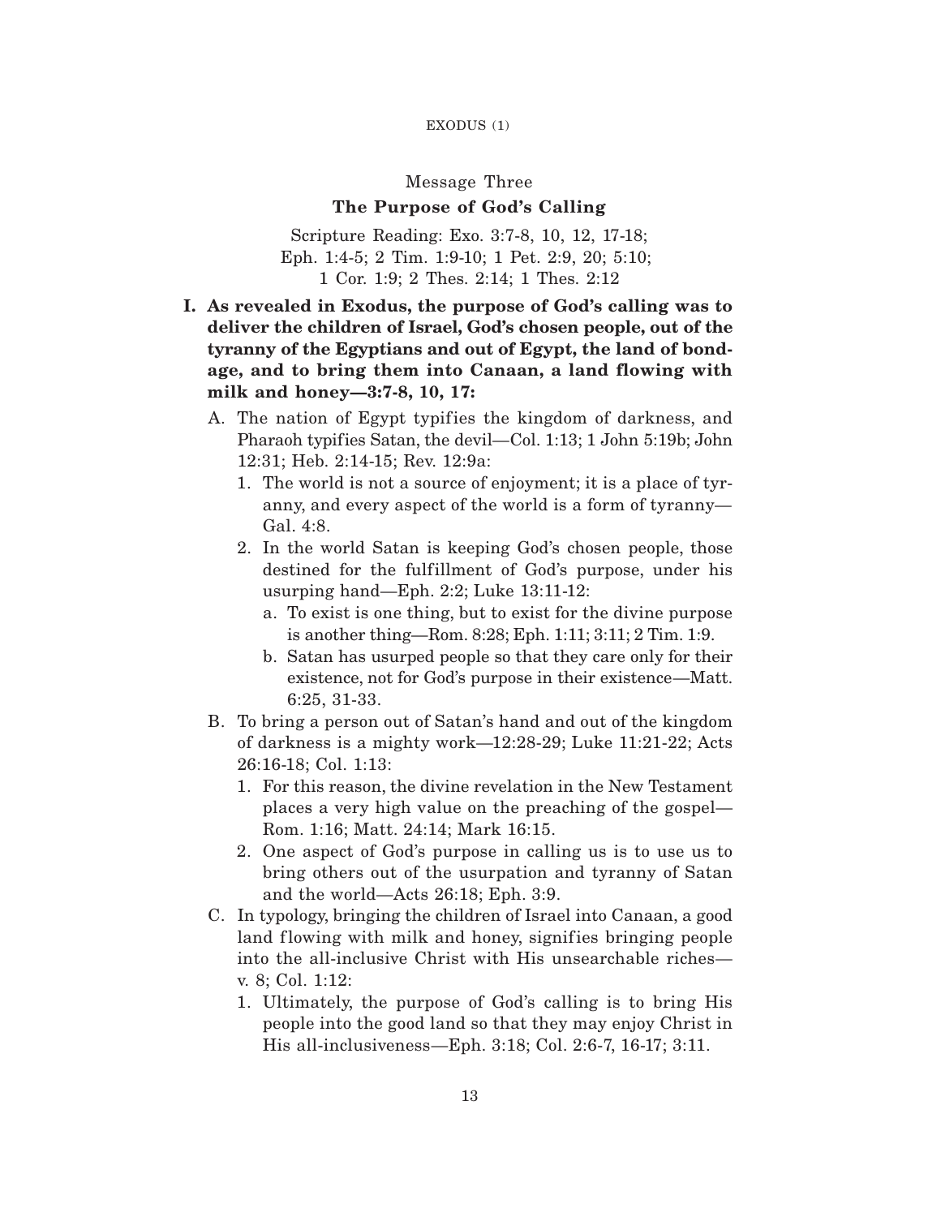## Message Three

## The Purpose of God's Calling

Scripture Reading: Exo. 3:7-8, 10, 12, 17-18; Eph. 1:4-5; 2 Tim. 1:9-10; 1 Pet. 2:9, 20; 5:10; 1 Cor. 1:9; 2 Thes. 2:14; 1 Thes. 2:12

**I. As revealed in Exodus, the purpose of God's calling was to deliver the children of Israel, God's chosen people, out of the tyranny of the Egyptians and out of Egypt, the land of bondage, and to bring them into Canaan, a land flowing with milk and honey—3:7-8, 10, 17:**

- A. The nation of Egypt typifies the kingdom of darkness, and Pharaoh typifies Satan, the devil—Col. 1:13; 1 John 5:19b; John 12:31; Heb. 2:14-15; Rev. 12:9a:
  1. The world is not a source of enjoyment; it is a place of tyranny, and every aspect of the world is a form of tyranny—Gal. 4:8.
  2. In the world Satan is keeping God's chosen people, those destined for the fulfillment of God's purpose, under his usurping hand—Eph. 2:2; Luke 13:11-12:
     - a. To exist is one thing, but to exist for the divine purpose is another thing—Rom. 8:28; Eph. 1:11; 3:11; 2 Tim. 1:9.
     - b. Satan has usurped people so that they care only for their existence, not for God's purpose in their existence—Matt. 6:25, 31-33.
- B. To bring a person out of Satan's hand and out of the kingdom of darkness is a mighty work—12:28-29; Luke 11:21-22; Acts 26:16-18; Col. 1:13:
  1. For this reason, the divine revelation in the New Testament places a very high value on the preaching of the gospel—Rom. 1:16; Matt. 24:14; Mark 16:15.
  2. One aspect of God's purpose in calling us is to use us to bring others out of the usurpation and tyranny of Satan and the world—Acts 26:18; Eph. 3:9.
- C. In typology, bringing the children of Israel into Canaan, a good land flowing with milk and honey, signifies bringing people into the all-inclusive Christ with His unsearchable riches—v. 8; Col. 1:12:
  1. Ultimately, the purpose of God's calling is to bring His people into the good land so that they may enjoy Christ in His all-inclusiveness—Eph. 3:18; Col. 2:6-7, 16-17; 3:11.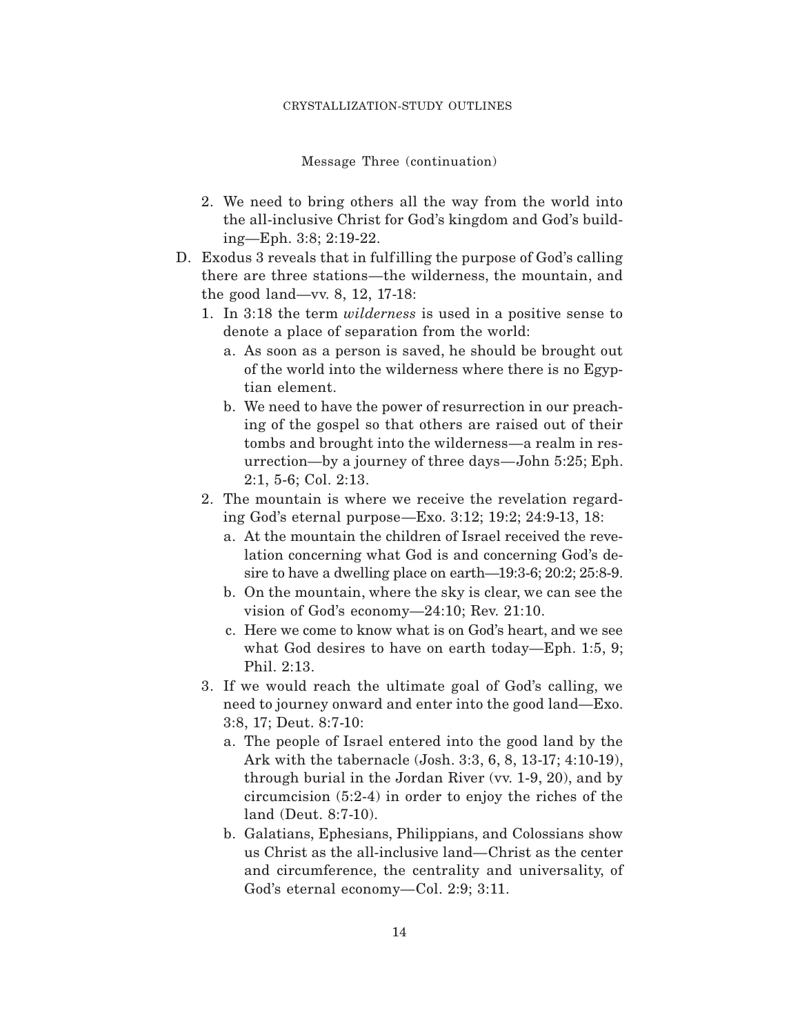Message Three (continuation)

2. We need to bring others all the way from the world into the all-inclusive Christ for God's kingdom and God's building—Eph. 3:8; 2:19-22.

D. Exodus 3 reveals that in fulfilling the purpose of God's calling there are three stations—the wilderness, the mountain, and the good land—vv. 8, 12, 17-18:
   1. In 3:18 the term *wilderness* is used in a positive sense to denote a place of separation from the world:
      a. As soon as a person is saved, he should be brought out of the world into the wilderness where there is no Egyptian element.
      b. We need to have the power of resurrection in our preaching of the gospel so that others are raised out of their tombs and brought into the wilderness—a realm in resurrection—by a journey of three days—John 5:25; Eph. 2:1, 5-6; Col. 2:13.
   2. The mountain is where we receive the revelation regarding God's eternal purpose—Exo. 3:12; 19:2; 24:9-13, 18:
      a. At the mountain the children of Israel received the revelation concerning what God is and concerning God's desire to have a dwelling place on earth—19:3-6; 20:2; 25:8-9.
      b. On the mountain, where the sky is clear, we can see the vision of God's economy—24:10; Rev. 21:10.
      c. Here we come to know what is on God's heart, and we see what God desires to have on earth today—Eph. 1:5, 9; Phil. 2:13.
   3. If we would reach the ultimate goal of God's calling, we need to journey onward and enter into the good land—Exo. 3:8, 17; Deut. 8:7-10:
      a. The people of Israel entered into the good land by the Ark with the tabernacle (Josh. 3:3, 6, 8, 13-17; 4:10-19), through burial in the Jordan River (vv. 1-9, 20), and by circumcision (5:2-4) in order to enjoy the riches of the land (Deut. 8:7-10).
      b. Galatians, Ephesians, Philippians, and Colossians show us Christ as the all-inclusive land—Christ as the center and circumference, the centrality and universality, of God's eternal economy—Col. 2:9; 3:11.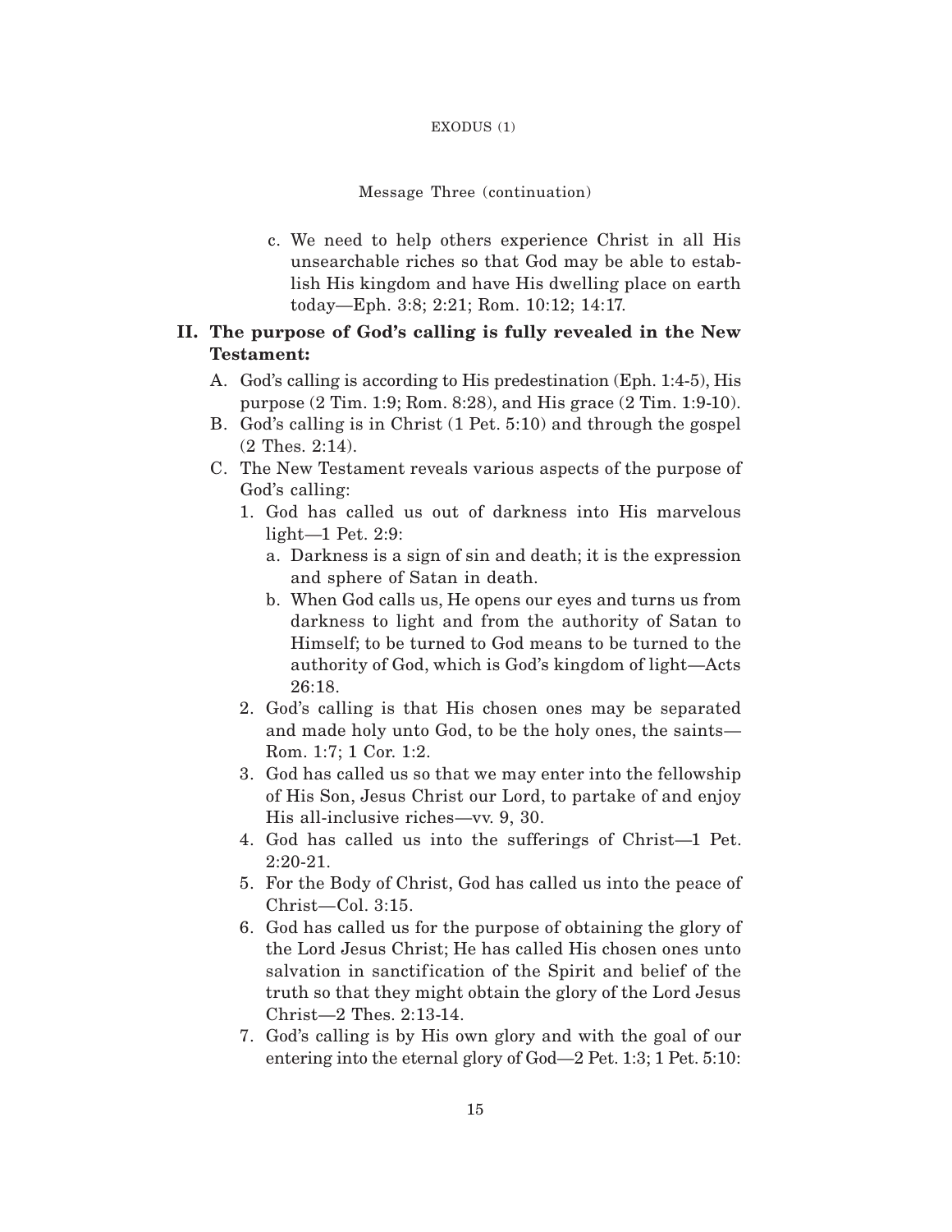Message Three (continuation)

   c. We need to help others experience Christ in all His unsearchable riches so that God may be able to establish His kingdom and have His dwelling place on earth today—Eph. 3:8; 2:21; Rom. 10:12; 14:17.

## II. The purpose of God's calling is fully revealed in the New Testament:

A. God's calling is according to His predestination (Eph. 1:4-5), His purpose (2 Tim. 1:9; Rom. 8:28), and His grace (2 Tim. 1:9-10).

B. God's calling is in Christ (1 Pet. 5:10) and through the gospel (2 Thes. 2:14).

C. The New Testament reveals various aspects of the purpose of God's calling:

1. God has called us out of darkness into His marvelous light—1 Pet. 2:9:
   a. Darkness is a sign of sin and death; it is the expression and sphere of Satan in death.
   b. When God calls us, He opens our eyes and turns us from darkness to light and from the authority of Satan to Himself; to be turned to God means to be turned to the authority of God, which is God's kingdom of light—Acts 26:18.
2. God's calling is that His chosen ones may be separated and made holy unto God, to be the holy ones, the saints—Rom. 1:7; 1 Cor. 1:2.
3. God has called us so that we may enter into the fellowship of His Son, Jesus Christ our Lord, to partake of and enjoy His all-inclusive riches—vv. 9, 30.
4. God has called us into the sufferings of Christ—1 Pet. 2:20-21.
5. For the Body of Christ, God has called us into the peace of Christ—Col. 3:15.
6. God has called us for the purpose of obtaining the glory of the Lord Jesus Christ; He has called His chosen ones unto salvation in sanctification of the Spirit and belief of the truth so that they might obtain the glory of the Lord Jesus Christ—2 Thes. 2:13-14.
7. God's calling is by His own glory and with the goal of our entering into the eternal glory of God—2 Pet. 1:3; 1 Pet. 5:10: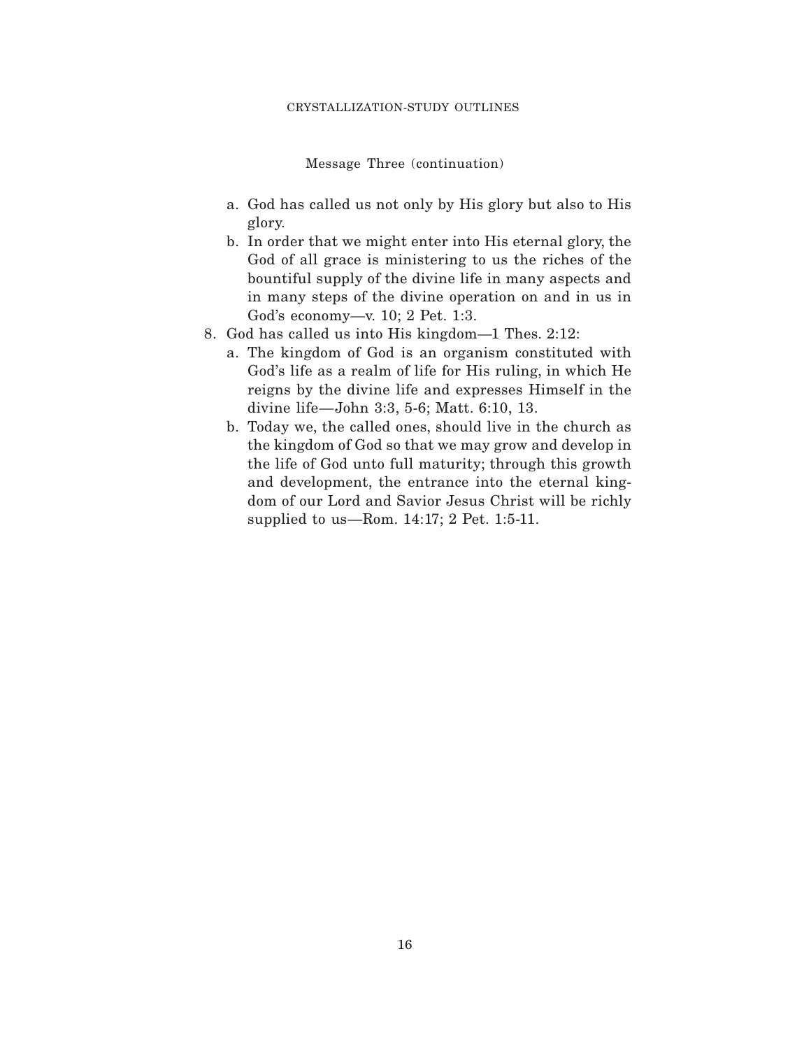Message Three (continuation)

   a. God has called us not only by His glory but also to His glory.
   b. In order that we might enter into His eternal glory, the God of all grace is ministering to us the riches of the bountiful supply of the divine life in many aspects and in many steps of the divine operation on and in us in God's economy—v. 10; 2 Pet. 1:3.

8. God has called us into His kingdom—1 Thes. 2:12:
   a. The kingdom of God is an organism constituted with God's life as a realm of life for His ruling, in which He reigns by the divine life and expresses Himself in the divine life—John 3:3, 5-6; Matt. 6:10, 13.
   b. Today we, the called ones, should live in the church as the kingdom of God so that we may grow and develop in the life of God unto full maturity; through this growth and development, the entrance into the eternal kingdom of our Lord and Savior Jesus Christ will be richly supplied to us—Rom. 14:17; 2 Pet. 1:5-11.